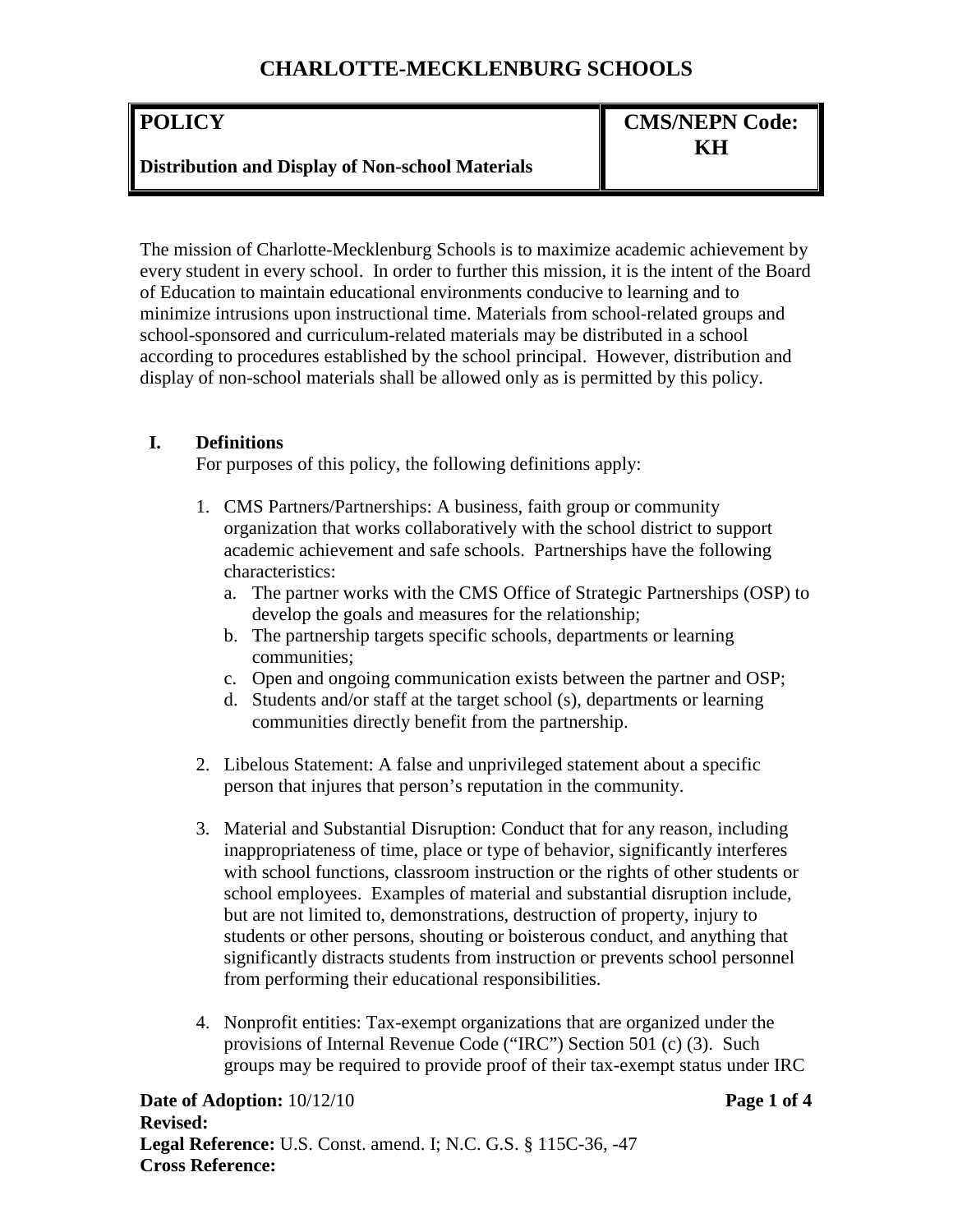# CHARLOTTE-MECKLENBURG SCHOOLS

| | |
|---|---|
| **POLICY**<br><br>**Distribution and Display of Non-school Materials** | **CMS/NEPN Code: KH** |

The mission of Charlotte-Mecklenburg Schools is to maximize academic achievement by every student in every school. In order to further this mission, it is the intent of the Board of Education to maintain educational environments conducive to learning and to minimize intrusions upon instructional time. Materials from school-related groups and school-sponsored and curriculum-related materials may be distributed in a school according to procedures established by the school principal. However, distribution and display of non-school materials shall be allowed only as is permitted by this policy.

## I. Definitions

For purposes of this policy, the following definitions apply:

1. CMS Partners/Partnerships: A business, faith group or community organization that works collaboratively with the school district to support academic achievement and safe schools. Partnerships have the following characteristics:
   a. The partner works with the CMS Office of Strategic Partnerships (OSP) to develop the goals and measures for the relationship;
   b. The partnership targets specific schools, departments or learning communities;
   c. Open and ongoing communication exists between the partner and OSP;
   d. Students and/or staff at the target school (s), departments or learning communities directly benefit from the partnership.

2. Libelous Statement: A false and unprivileged statement about a specific person that injures that person's reputation in the community.

3. Material and Substantial Disruption: Conduct that for any reason, including inappropriateness of time, place or type of behavior, significantly interferes with school functions, classroom instruction or the rights of other students or school employees. Examples of material and substantial disruption include, but are not limited to, demonstrations, destruction of property, injury to students or other persons, shouting or boisterous conduct, and anything that significantly distracts students from instruction or prevents school personnel from performing their educational responsibilities.

4. Nonprofit entities: Tax-exempt organizations that are organized under the provisions of Internal Revenue Code ("IRC") Section 501 (c) (3). Such groups may be required to provide proof of their tax-exempt status under IRC

**Date of Adoption:** 10/12/10
**Revised:**
**Legal Reference:** U.S. Const. amend. I; N.C. G.S. § 115C-36, -47
**Cross Reference:**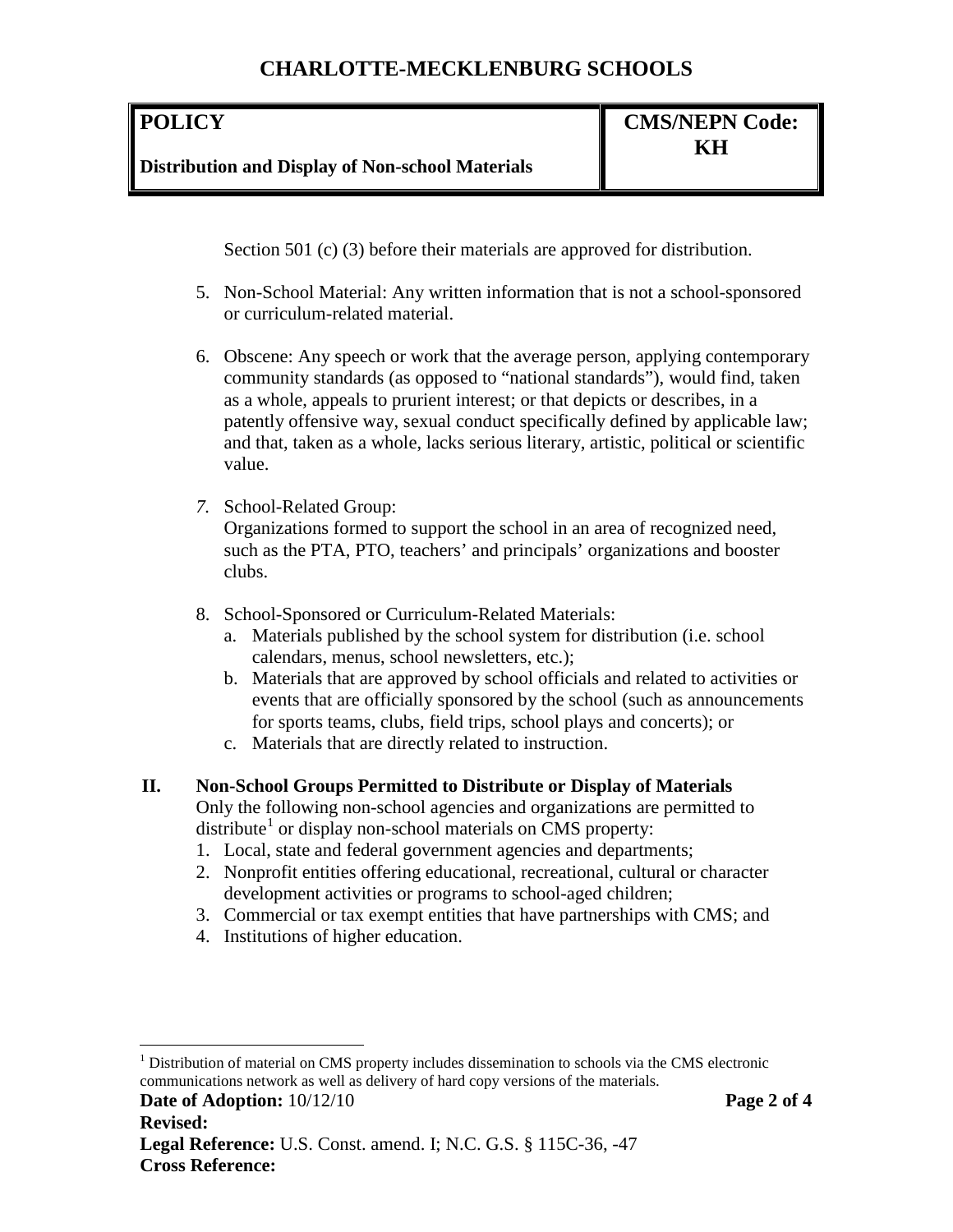Section 501 (c) (3) before their materials are approved for distribution.

5. Non-School Material: Any written information that is not a school-sponsored or curriculum-related material.

6. Obscene: Any speech or work that the average person, applying contemporary community standards (as opposed to "national standards"), would find, taken as a whole, appeals to prurient interest; or that depicts or describes, in a patently offensive way, sexual conduct specifically defined by applicable law; and that, taken as a whole, lacks serious literary, artistic, political or scientific value.

7. School-Related Group:
   Organizations formed to support the school in an area of recognized need, such as the PTA, PTO, teachers' and principals' organizations and booster clubs.

8. School-Sponsored or Curriculum-Related Materials:
   a. Materials published by the school system for distribution (i.e. school calendars, menus, school newsletters, etc.);
   b. Materials that are approved by school officials and related to activities or events that are officially sponsored by the school (such as announcements for sports teams, clubs, field trips, school plays and concerts); or
   c. Materials that are directly related to instruction.

## II. Non-School Groups Permitted to Distribute or Display of Materials

Only the following non-school agencies and organizations are permitted to distribute[1] or display non-school materials on CMS property:

1. Local, state and federal government agencies and departments;
2. Nonprofit entities offering educational, recreational, cultural or character development activities or programs to school-aged children;
3. Commercial or tax exempt entities that have partnerships with CMS; and
4. Institutions of higher education.

[1] Distribution of material on CMS property includes dissemination to schools via the CMS electronic communications network as well as delivery of hard copy versions of the materials.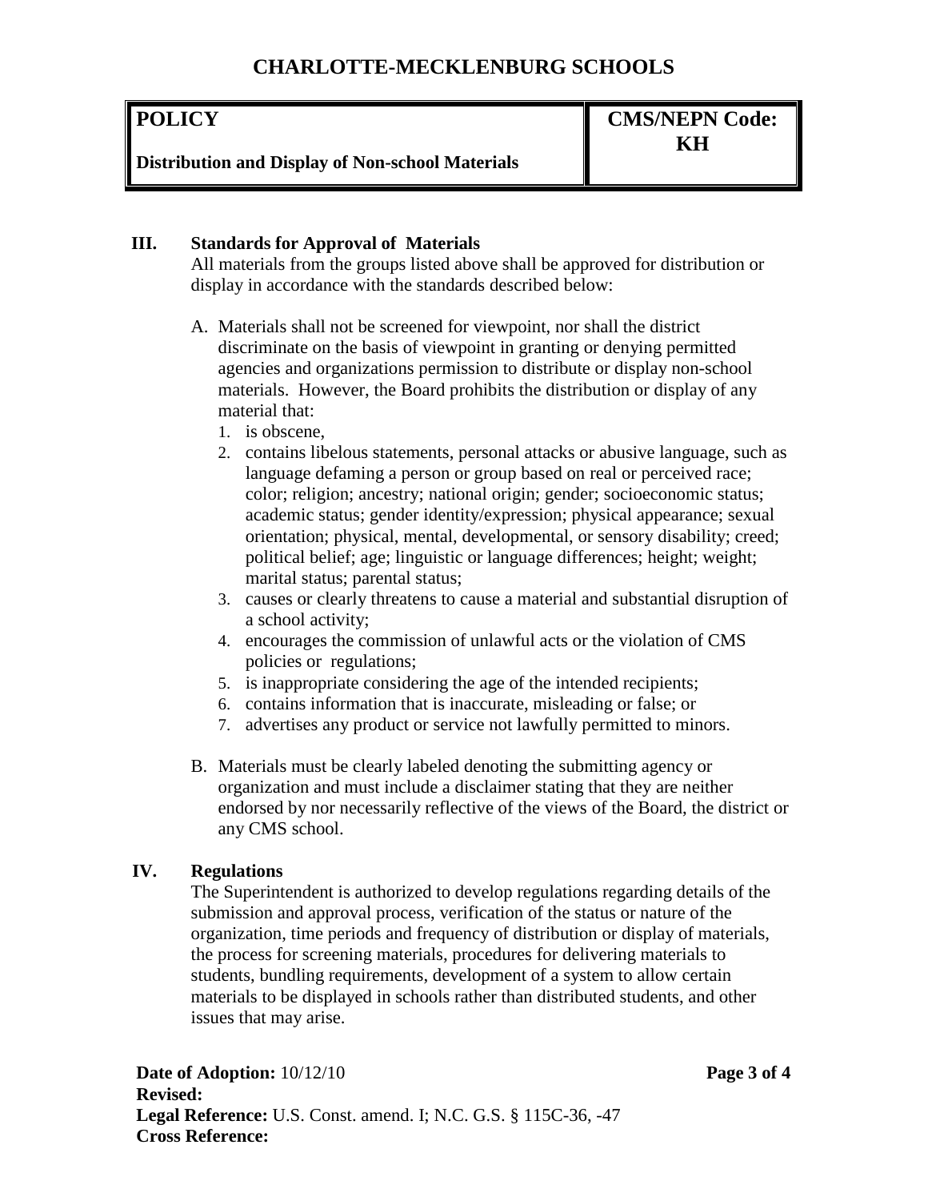## III. Standards for Approval of Materials

All materials from the groups listed above shall be approved for distribution or display in accordance with the standards described below:

A. Materials shall not be screened for viewpoint, nor shall the district discriminate on the basis of viewpoint in granting or denying permitted agencies and organizations permission to distribute or display non-school materials. However, the Board prohibits the distribution or display of any material that:

   1. is obscene,
   2. contains libelous statements, personal attacks or abusive language, such as language defaming a person or group based on real or perceived race; color; religion; ancestry; national origin; gender; socioeconomic status; academic status; gender identity/expression; physical appearance; sexual orientation; physical, mental, developmental, or sensory disability; creed; political belief; age; linguistic or language differences; height; weight; marital status; parental status;
   3. causes or clearly threatens to cause a material and substantial disruption of a school activity;
   4. encourages the commission of unlawful acts or the violation of CMS policies or regulations;
   5. is inappropriate considering the age of the intended recipients;
   6. contains information that is inaccurate, misleading or false; or
   7. advertises any product or service not lawfully permitted to minors.

B. Materials must be clearly labeled denoting the submitting agency or organization and must include a disclaimer stating that they are neither endorsed by nor necessarily reflective of the views of the Board, the district or any CMS school.

## IV. Regulations

The Superintendent is authorized to develop regulations regarding details of the submission and approval process, verification of the status or nature of the organization, time periods and frequency of distribution or display of materials, the process for screening materials, procedures for delivering materials to students, bundling requirements, development of a system to allow certain materials to be displayed in schools rather than distributed students, and other issues that may arise.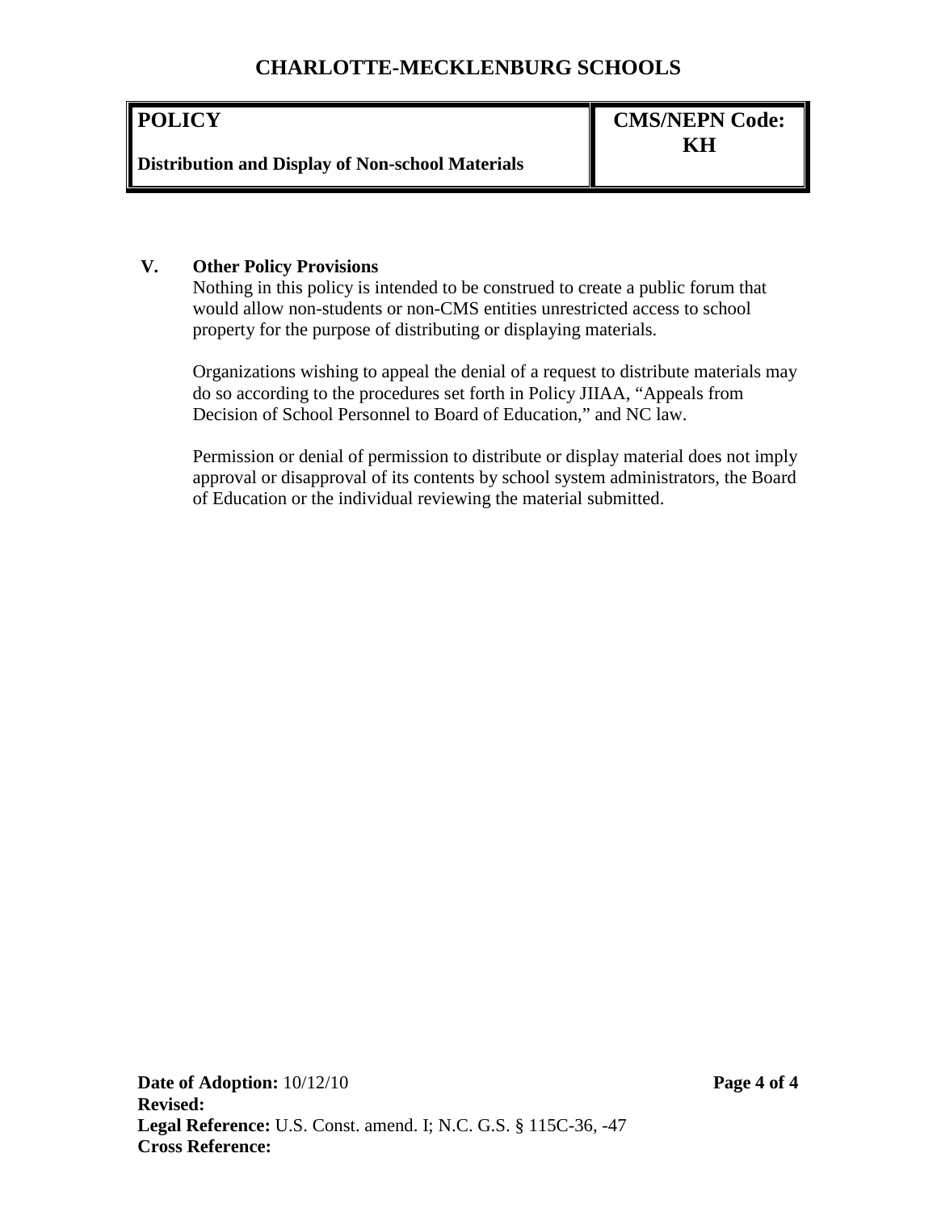## V. Other Policy Provisions

Nothing in this policy is intended to be construed to create a public forum that would allow non-students or non-CMS entities unrestricted access to school property for the purpose of distributing or displaying materials.

Organizations wishing to appeal the denial of a request to distribute materials may do so according to the procedures set forth in Policy JIIAA, "Appeals from Decision of School Personnel to Board of Education," and NC law.

Permission or denial of permission to distribute or display material does not imply approval or disapproval of its contents by school system administrators, the Board of Education or the individual reviewing the material submitted.

**Date of Adoption:** 10/12/10
**Revised:**
**Legal Reference:** U.S. Const. amend. I; N.C. G.S. § 115C-36, -47
**Cross Reference:**